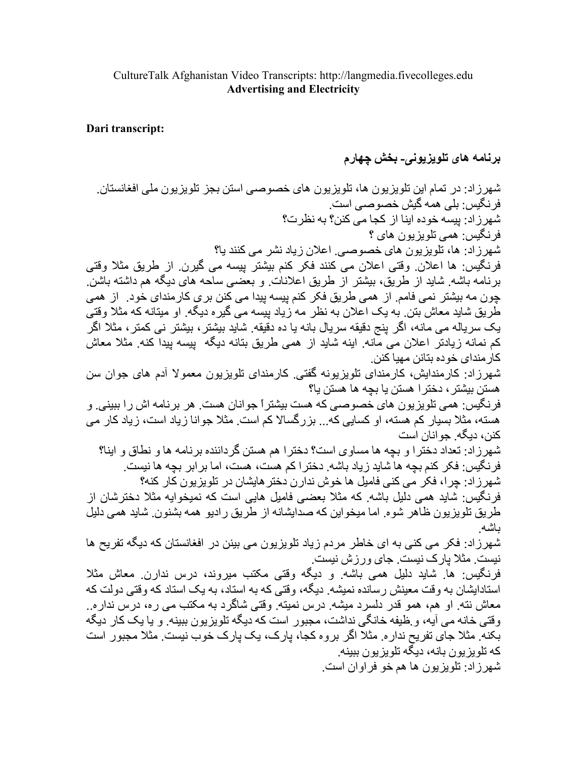CultureTalk Afghanistan Video Transcripts: http://langmedia.fivecolleges.edu
**Advertising and Electricity**

**Dari transcript:**

## برنامه های تلویزیونی- بخش چهارم

شهرزاد: در تمام این تلویزیون ها، تلویزیون های خصوصی استن بجز تلویزیون ملی افغانستان.
فرنگیس: بلی همه گیش خصوصی است.
شهرزاد: پیسه خوده اینا از کجا می کنن؟ به نظرت؟
فرنگیس: همی تلویزیون های ؟
شهرزاد: ها، تلویزیون های خصوصی. اعلان زیاد نشر می کنند یا؟
فرنگیس: ها اعلان. وقتی اعلان می کنند فکر کنم بیشتر پیسه می گیرن. از طریق مثلا وقتی برنامه باشه. شاید از طریق، بیشتر از طریق اعلانات. و بعضی ساحه های دیگه هم داشته باشن. چون مه بیشتر نمی فامم. از همی طریق فکر کنم پیسه پیدا می کنن بری کارمندای خود. از همی طریق شاید معاش بتن. به یک اعلان به نظر مه زیاد پیسه می گیره دیگه. او میتانه که مثلا وقتی یک سریاله می مانه، اگر پنج دقیقه سریال بانه یا ده دقیقه. شاید بیشتر، بیشتر نی کمتر، مثلا اگر کم نمانه زیادتر اعلان می مانه. اینه شاید از همی طریق بتانه دیگه پیسه پیدا کنه. مثلا معاش کارمندای خوده بتانن مهیا کنن.
شهرزاد: کارمندایش، کارمندای تلویزیونه گفتی. کارمندای تلویزیون معمولا آدم های جوان سن هستن بیشتر، دخترا هستن یا بچه ها هستن یا؟
فرنگیس: همی تلویزیون های خصوصی که هست بیشتراً جوانان هست. هر برنامه اش را ببینی. و هسته، مثلا بسیار کم هسته، او کسایی که... بزرگسالا کم است. مثلا جوانا زیاد است، زیاد کار می کنن، دیگه. جوانان است
شهرزاد: تعداد دخترا و بچه ها مساوی است؟ دخترا هم هستن گرداننده برنامه ها و نطاق و اینا؟
فرنگیس: فکر کنم بچه ها شاید زیاد باشه. دخترا کم هست، هست، اما برابر بچه ها نیست.
شهرزاد: چرا، فکر می کنی فامیل ها خوش ندارن دخترهایشان در تلویزیون کار کنه؟
فرنگیس: شاید همی دلیل باشه. که مثلا بعضی فامیل هایی است که نمیخوایه مثلا دخترشان از طریق تلویزیون ظاهر شوه. اما میخواین که صدایشانه از طریق رادیو همه بشنون. شاید همی دلیل باشه.
شهرزاد: فکر می کنی به ای خاطر مردم زیاد تلویزیون می بینن در افغانستان که دیگه تفریح ها نیست. مثلا پارک نیست. جای ورزش نیست.
فرنگیس: ها. شاید دلیل همی باشه. و دیگه وقتی مکتب میروند، درس ندارن. معاش مثلا استادایشان به وقت معینش رسانده نمیشه. دیگه، وقتی که به استاد، به یک استاد که وقتی دولت که معاش نته. او هم، همو قدر دلسرد میشه. درس نمیته. وقتی شاگرد به مکتب می ره، درس نداره.. وقتی خانه می آیه، وظیفه خانگی نداشت، مجبور است که دیگه تلویزیون ببینه. و یا یک کار دیگه بکنه. مثلا جای تفریح نداره. مثلا اگر بروه کجا، پارک، یک پارک خوب نیست. مثلا مجبور است که تلویزیون بانه، دیگه تلویزیون ببینه.
شهرزاد: تلویزیون ها هم خو فراوان است.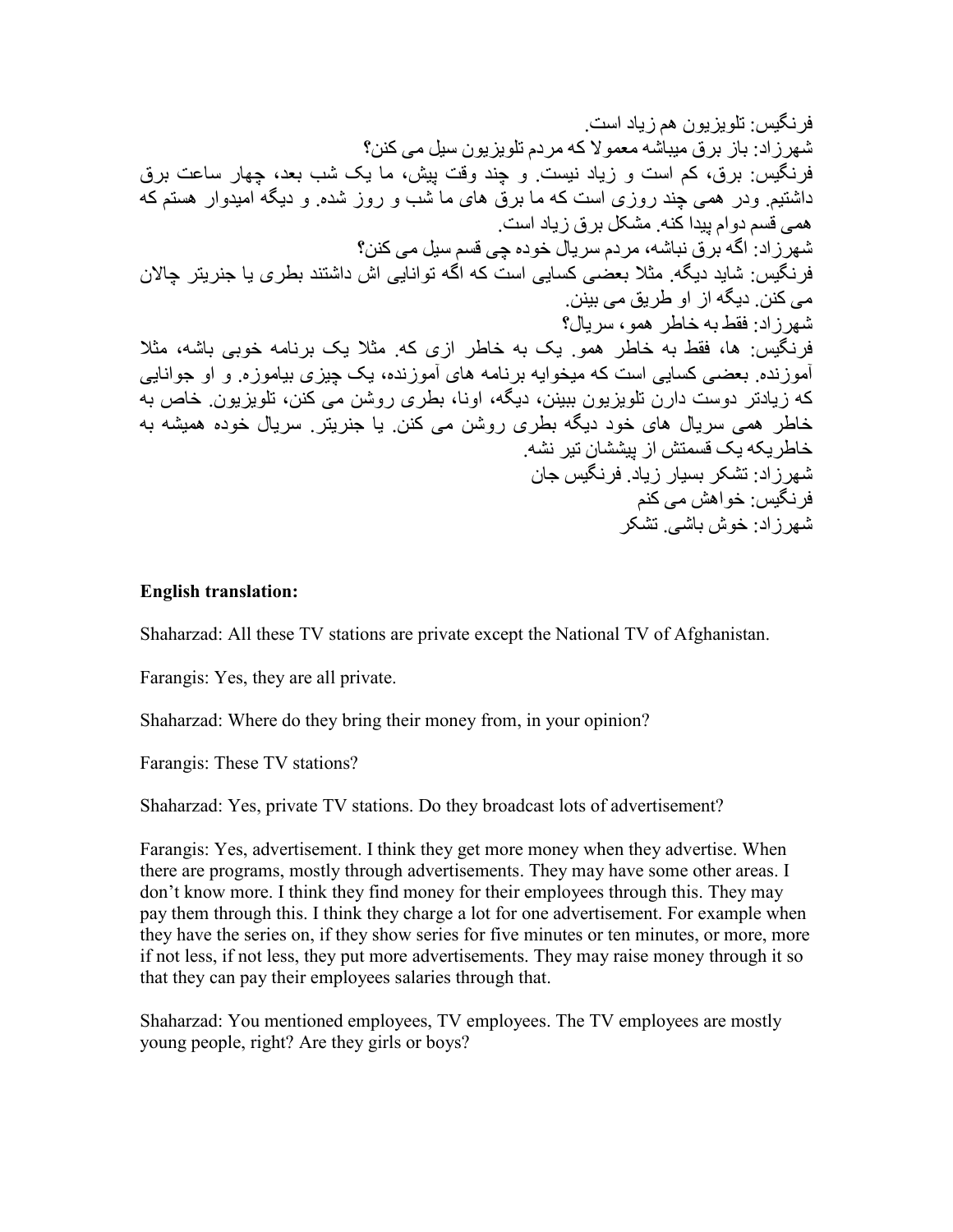فرنگیس: تلویزیون هم زیاد است.

شهرزاد: باز برق میباشه معمولا که مردم تلویزیون سیل می کنن؟

فرنگیس: برق، کم است و زیاد نیست. و چند وقت پیش، ما یک شب بعد، چهار ساعت برق داشتیم. ودر همی چند روزی است که ما برق های ما شب و روز شده. و دیگه امیدوار هستم که همی قسم دوام پیدا کنه. مشکل برق زیاد است.

شهرزاد: اگه برق نباشه، مردم سریال خوده چی قسم سیل می کنن؟

فرنگیس: شاید دیگه. مثلا بعضی کسایی است که اگه توانایی اش داشتند بطری یا جنریتر چالان می کنن. دیگه از او طریق می بینن.

شهرزاد: فقط به خاطر همو، سریال؟

فرنگیس: ها، فقط به خاطر همو. یک به خاطر ازی که. مثلا یک برنامه خوبی باشه، مثلا آموزنده. بعضی کسایی است که میخوایه برنامه های آموزنده، یک چیزی بیاموزه. و او جوانایی که زیادتر دوست دارن تلویزیون ببینن، دیگه، اونا، بطری روشن می کنن، تلویزیون. خاص به خاطر همی سریال های خود دیگه بطری روشن می کنن. یا جنریتر. سریال خوده همیشه به خاطریکه یک قسمتش از پیششان تیر نشه.

شهرزاد: تشکر بسیار زیاد. فرنگیس جان

فرنگیس: خواهش می کنم

شهرزاد: خوش باشی. تشکر

**English translation:**

Shaharzad: All these TV stations are private except the National TV of Afghanistan.

Farangis: Yes, they are all private.

Shaharzad: Where do they bring their money from, in your opinion?

Farangis: These TV stations?

Shaharzad: Yes, private TV stations. Do they broadcast lots of advertisement?

Farangis: Yes, advertisement. I think they get more money when they advertise. When there are programs, mostly through advertisements. They may have some other areas. I don't know more. I think they find money for their employees through this. They may pay them through this. I think they charge a lot for one advertisement. For example when they have the series on, if they show series for five minutes or ten minutes, or more, more if not less, if not less, they put more advertisements. They may raise money through it so that they can pay their employees salaries through that.

Shaharzad: You mentioned employees, TV employees. The TV employees are mostly young people, right? Are they girls or boys?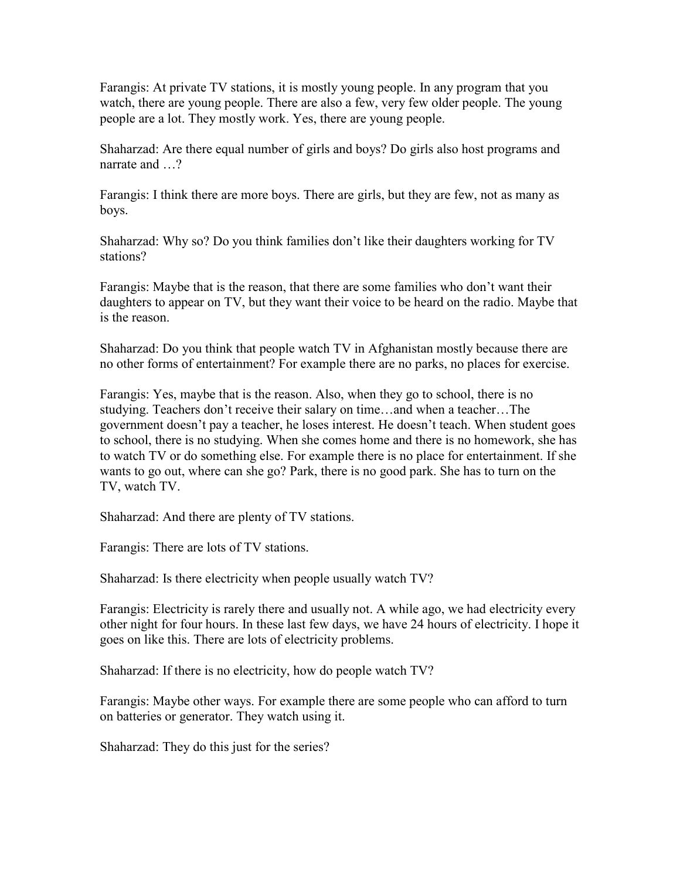Farangis: At private TV stations, it is mostly young people. In any program that you watch, there are young people. There are also a few, very few older people. The young people are a lot. They mostly work. Yes, there are young people.

Shaharzad: Are there equal number of girls and boys? Do girls also host programs and narrate and …?

Farangis: I think there are more boys. There are girls, but they are few, not as many as boys.

Shaharzad: Why so? Do you think families don't like their daughters working for TV stations?

Farangis: Maybe that is the reason, that there are some families who don't want their daughters to appear on TV, but they want their voice to be heard on the radio. Maybe that is the reason.

Shaharzad: Do you think that people watch TV in Afghanistan mostly because there are no other forms of entertainment? For example there are no parks, no places for exercise.

Farangis: Yes, maybe that is the reason. Also, when they go to school, there is no studying. Teachers don't receive their salary on time…and when a teacher…The government doesn't pay a teacher, he loses interest. He doesn't teach. When student goes to school, there is no studying. When she comes home and there is no homework, she has to watch TV or do something else. For example there is no place for entertainment. If she wants to go out, where can she go? Park, there is no good park. She has to turn on the TV, watch TV.

Shaharzad: And there are plenty of TV stations.

Farangis: There are lots of TV stations.

Shaharzad: Is there electricity when people usually watch TV?

Farangis: Electricity is rarely there and usually not. A while ago, we had electricity every other night for four hours. In these last few days, we have 24 hours of electricity. I hope it goes on like this. There are lots of electricity problems.

Shaharzad: If there is no electricity, how do people watch TV?

Farangis: Maybe other ways. For example there are some people who can afford to turn on batteries or generator. They watch using it.

Shaharzad: They do this just for the series?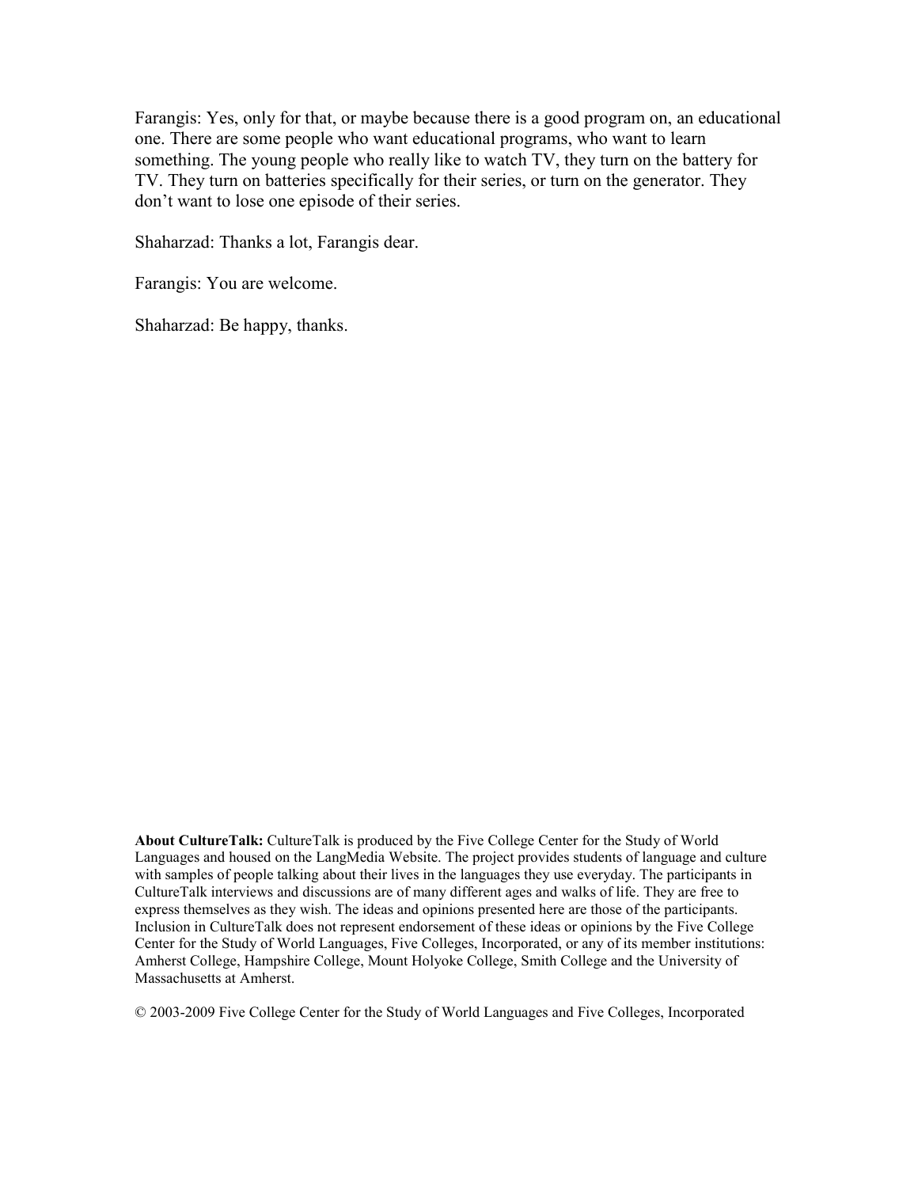Farangis: Yes, only for that, or maybe because there is a good program on, an educational one. There are some people who want educational programs, who want to learn something. The young people who really like to watch TV, they turn on the battery for TV. They turn on batteries specifically for their series, or turn on the generator. They don't want to lose one episode of their series.

Shaharzad: Thanks a lot, Farangis dear.

Farangis: You are welcome.

Shaharzad: Be happy, thanks.

**About CultureTalk:** CultureTalk is produced by the Five College Center for the Study of World Languages and housed on the LangMedia Website. The project provides students of language and culture with samples of people talking about their lives in the languages they use everyday. The participants in CultureTalk interviews and discussions are of many different ages and walks of life. They are free to express themselves as they wish. The ideas and opinions presented here are those of the participants. Inclusion in CultureTalk does not represent endorsement of these ideas or opinions by the Five College Center for the Study of World Languages, Five Colleges, Incorporated, or any of its member institutions: Amherst College, Hampshire College, Mount Holyoke College, Smith College and the University of Massachusetts at Amherst.

© 2003-2009 Five College Center for the Study of World Languages and Five Colleges, Incorporated